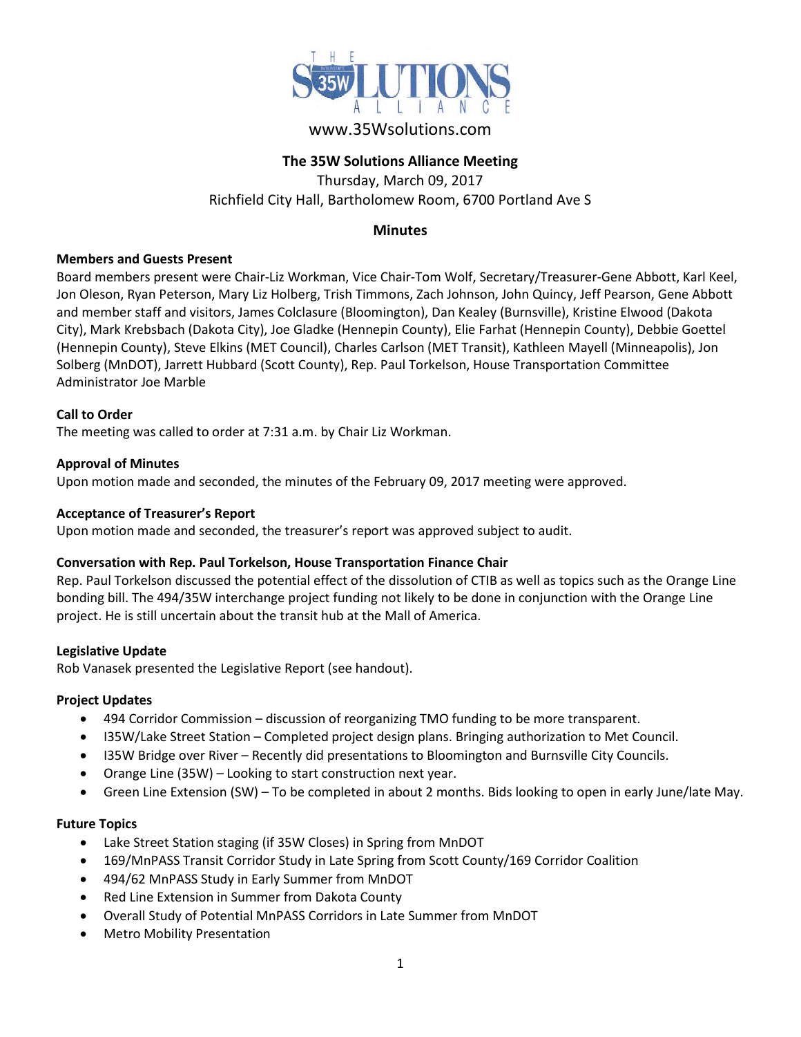THE SOLUTIONS ALLIANCE

www.35Wsolutions.com

**The 35W Solutions Alliance Meeting**

Thursday, March 09, 2017

Richfield City Hall, Bartholomew Room, 6700 Portland Ave S

**Minutes**

**Members and Guests Present**

Board members present were Chair-Liz Workman, Vice Chair-Tom Wolf, Secretary/Treasurer-Gene Abbott, Karl Keel, Jon Oleson, Ryan Peterson, Mary Liz Holberg, Trish Timmons, Zach Johnson, John Quincy, Jeff Pearson, Gene Abbott and member staff and visitors, James Colclasure (Bloomington), Dan Kealey (Burnsville), Kristine Elwood (Dakota City), Mark Krebsbach (Dakota City), Joe Gladke (Hennepin County), Elie Farhat (Hennepin County), Debbie Goettel (Hennepin County), Steve Elkins (MET Council), Charles Carlson (MET Transit), Kathleen Mayell (Minneapolis), Jon Solberg (MnDOT), Jarrett Hubbard (Scott County), Rep. Paul Torkelson, House Transportation Committee Administrator Joe Marble

**Call to Order**

The meeting was called to order at 7:31 a.m. by Chair Liz Workman.

**Approval of Minutes**

Upon motion made and seconded, the minutes of the February 09, 2017 meeting were approved.

**Acceptance of Treasurer's Report**

Upon motion made and seconded, the treasurer's report was approved subject to audit.

**Conversation with Rep. Paul Torkelson, House Transportation Finance Chair**

Rep. Paul Torkelson discussed the potential effect of the dissolution of CTIB as well as topics such as the Orange Line bonding bill. The 494/35W interchange project funding not likely to be done in conjunction with the Orange Line project. He is still uncertain about the transit hub at the Mall of America.

**Legislative Update**

Rob Vanasek presented the Legislative Report (see handout).

**Project Updates**

- 494 Corridor Commission – discussion of reorganizing TMO funding to be more transparent.
- I35W/Lake Street Station – Completed project design plans. Bringing authorization to Met Council.
- I35W Bridge over River – Recently did presentations to Bloomington and Burnsville City Councils.
- Orange Line (35W) – Looking to start construction next year.
- Green Line Extension (SW) – To be completed in about 2 months. Bids looking to open in early June/late May.

**Future Topics**

- Lake Street Station staging (if 35W Closes) in Spring from MnDOT
- 169/MnPASS Transit Corridor Study in Late Spring from Scott County/169 Corridor Coalition
- 494/62 MnPASS Study in Early Summer from MnDOT
- Red Line Extension in Summer from Dakota County
- Overall Study of Potential MnPASS Corridors in Late Summer from MnDOT
- Metro Mobility Presentation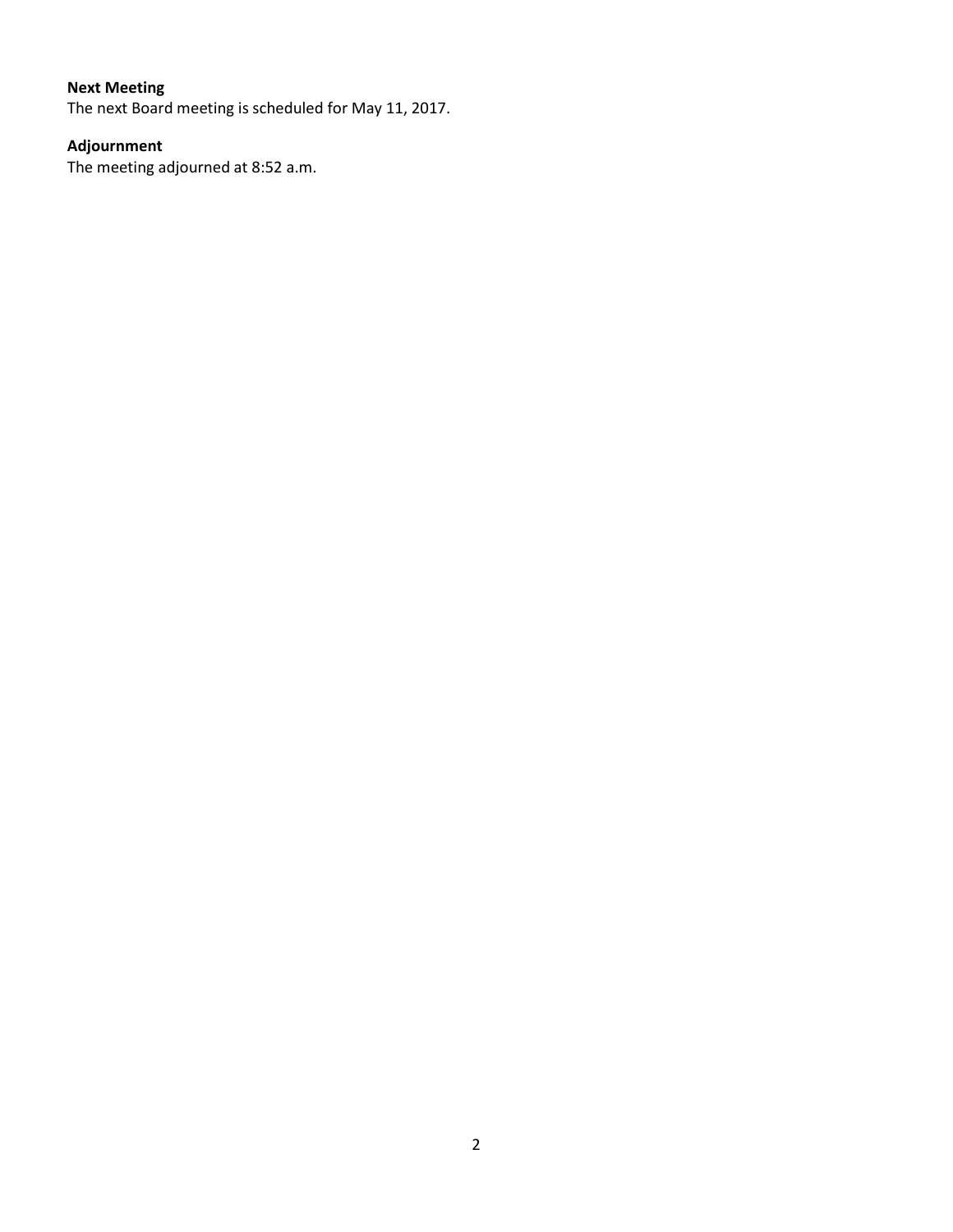**Next Meeting**
The next Board meeting is scheduled for May 11, 2017.

**Adjournment**
The meeting adjourned at 8:52 a.m.